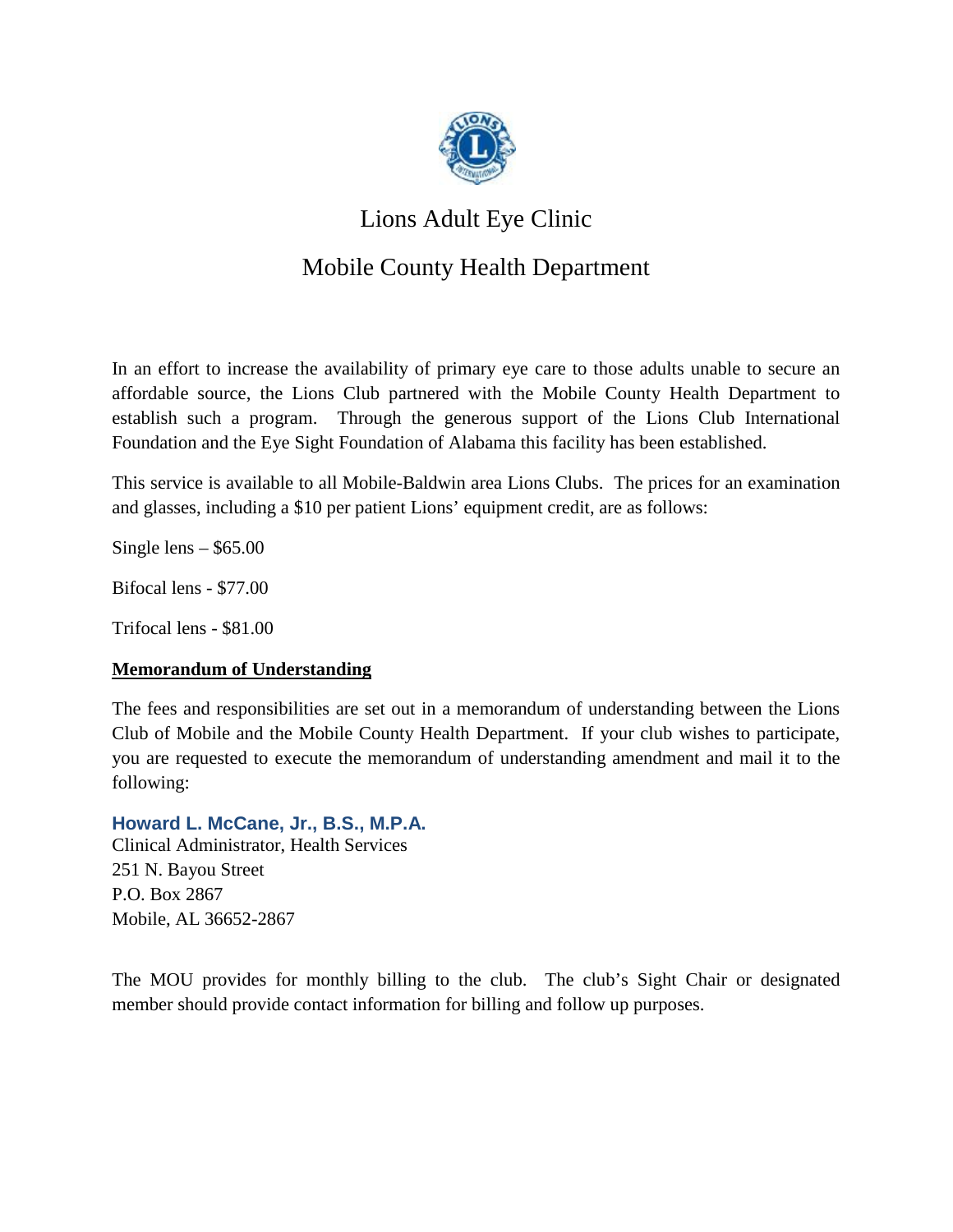# Lions Adult Eye Clinic

# Mobile County Health Department

In an effort to increase the availability of primary eye care to those adults unable to secure an affordable source, the Lions Club partnered with the Mobile County Health Department to establish such a program. Through the generous support of the Lions Club International Foundation and the Eye Sight Foundation of Alabama this facility has been established.

This service is available to all Mobile-Baldwin area Lions Clubs. The prices for an examination and glasses, including a $10 per patient Lions' equipment credit, are as follows:

Single lens – $65.00

Bifocal lens - $77.00

Trifocal lens - $81.00

**Memorandum of Understanding**

The fees and responsibilities are set out in a memorandum of understanding between the Lions Club of Mobile and the Mobile County Health Department. If your club wishes to participate, you are requested to execute the memorandum of understanding amendment and mail it to the following:

**Howard L. McCane, Jr., B.S., M.P.A.**
Clinical Administrator, Health Services
251 N. Bayou Street
P.O. Box 2867
Mobile, AL 36652-2867

The MOU provides for monthly billing to the club. The club's Sight Chair or designated member should provide contact information for billing and follow up purposes.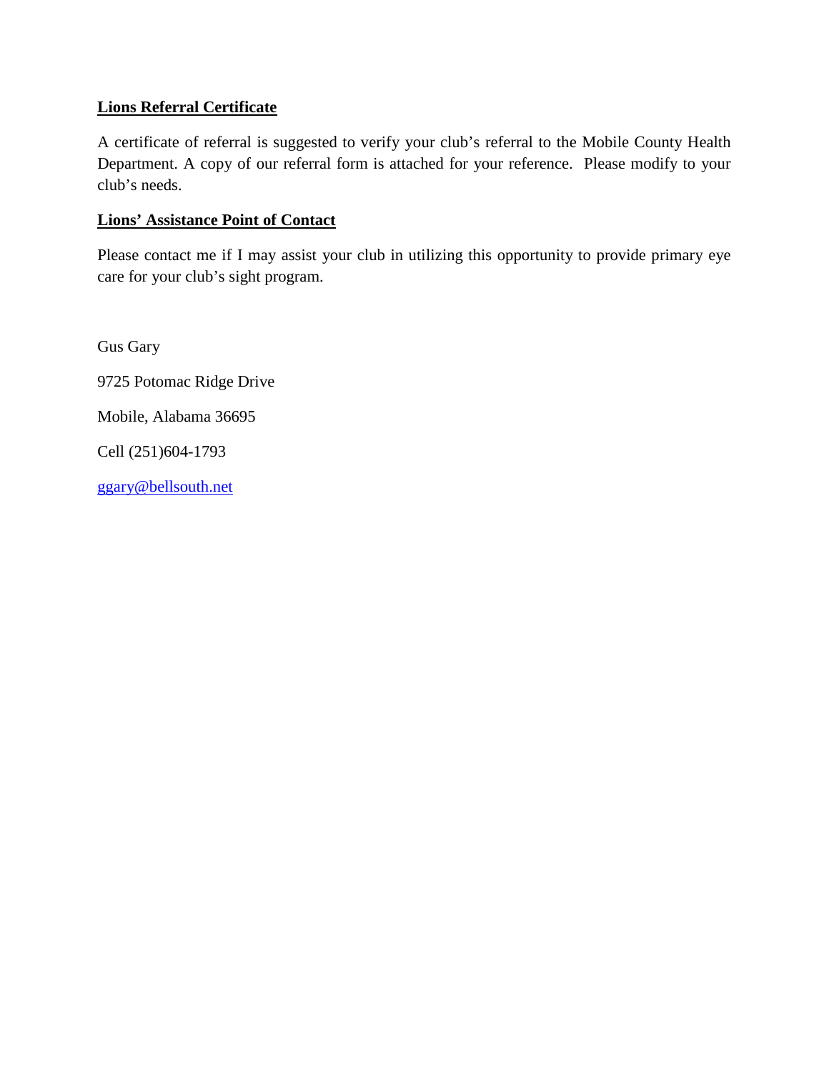**Lions Referral Certificate**

A certificate of referral is suggested to verify your club's referral to the Mobile County Health Department. A copy of our referral form is attached for your reference. Please modify to your club's needs.

**Lions' Assistance Point of Contact**

Please contact me if I may assist your club in utilizing this opportunity to provide primary eye care for your club's sight program.

Gus Gary

9725 Potomac Ridge Drive

Mobile, Alabama 36695

Cell (251)604-1793

ggary@bellsouth.net